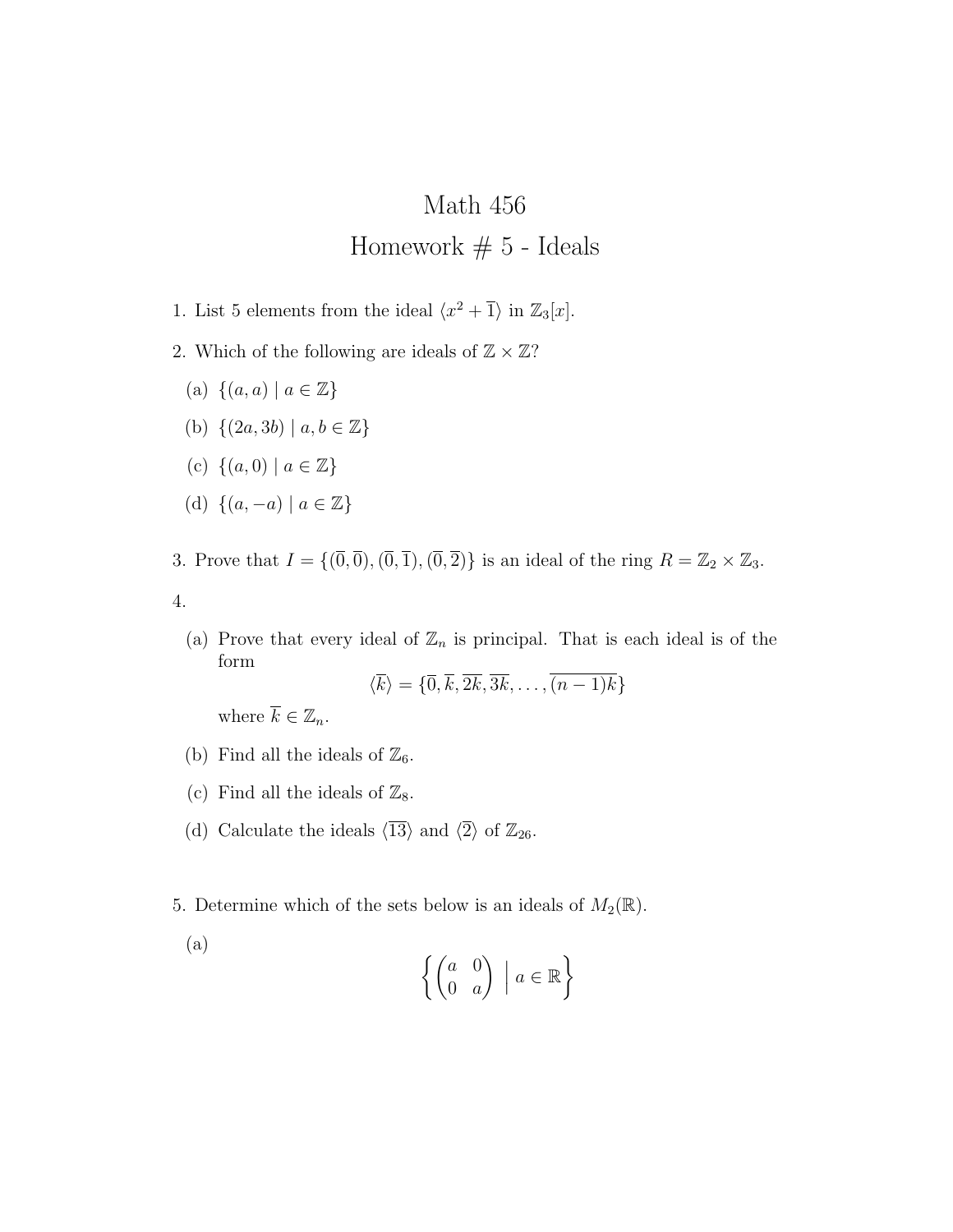# Math 456

## Homework # 5 - Ideals

1. List 5 elements from the ideal $\langle x^2 + \overline{1} \rangle$ in $\mathbb{Z}_3[x]$.

2. Which of the following are ideals of $\mathbb{Z} \times \mathbb{Z}$?

   (a) $\{(a, a) \mid a \in \mathbb{Z}\}$

   (b) $\{(2a, 3b) \mid a, b \in \mathbb{Z}\}$

   (c) $\{(a, 0) \mid a \in \mathbb{Z}\}$

   (d) $\{(a, -a) \mid a \in \mathbb{Z}\}$

3. Prove that $I = \{(\overline{0}, \overline{0}), (\overline{0}, \overline{1}), (\overline{0}, \overline{2})\}$ is an ideal of the ring $R = \mathbb{Z}_2 \times \mathbb{Z}_3$.

4.

   (a) Prove that every ideal of $\mathbb{Z}_n$ is principal. That is each ideal is of the form
   $$\langle \overline{k} \rangle = \{\overline{0}, \overline{k}, \overline{2k}, \overline{3k}, \ldots, \overline{(n-1)k}\}$$
   where $\overline{k} \in \mathbb{Z}_n$.

   (b) Find all the ideals of $\mathbb{Z}_6$.

   (c) Find all the ideals of $\mathbb{Z}_8$.

   (d) Calculate the ideals $\langle \overline{13} \rangle$ and $\langle \overline{2} \rangle$ of $\mathbb{Z}_{26}$.

5. Determine which of the sets below is an ideals of $M_2(\mathbb{R})$.

   (a)
   $$\left\{ \begin{pmatrix} a & 0 \\ 0 & a \end{pmatrix} \;\middle|\; a \in \mathbb{R} \right\}$$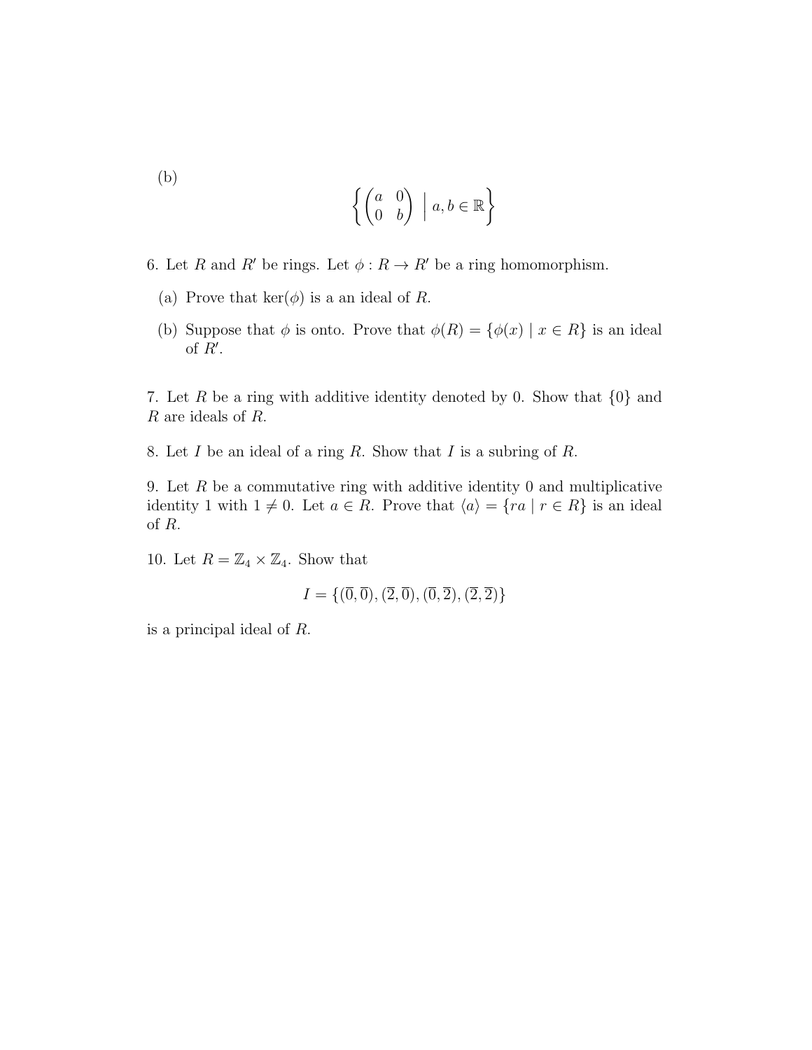(b)

$$\left\{ \begin{pmatrix} a & 0 \\ 0 & b \end{pmatrix} \;\middle|\; a, b \in \mathbb{R} \right\}$$

6. Let $R$ and $R'$ be rings. Let $\phi : R \to R'$ be a ring homomorphism.

(a) Prove that $\ker(\phi)$ is a an ideal of $R$.

(b) Suppose that $\phi$ is onto. Prove that $\phi(R) = \{\phi(x) \mid x \in R\}$ is an ideal of $R'$.

7. Let $R$ be a ring with additive identity denoted by 0. Show that $\{0\}$ and $R$ are ideals of $R$.

8. Let $I$ be an ideal of a ring $R$. Show that $I$ is a subring of $R$.

9. Let $R$ be a commutative ring with additive identity 0 and multiplicative identity 1 with $1 \neq 0$. Let $a \in R$. Prove that $\langle a \rangle = \{ra \mid r \in R\}$ is an ideal of $R$.

10. Let $R = \mathbb{Z}_4 \times \mathbb{Z}_4$. Show that

$$I = \{(\overline{0}, \overline{0}), (\overline{2}, \overline{0}), (\overline{0}, \overline{2}), (\overline{2}, \overline{2})\}$$

is a principal ideal of $R$.